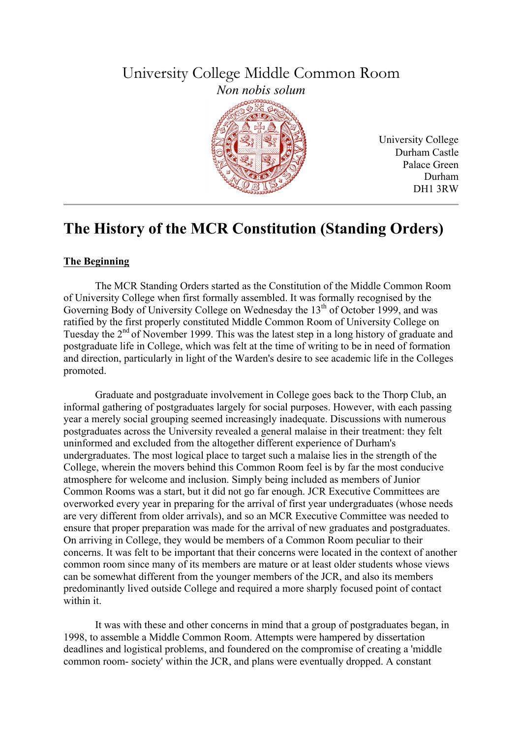University College Middle Common Room

*Non nobis solum*

University College
Durham Castle
Palace Green
Durham
DH1 3RW

# The History of the MCR Constitution (Standing Orders)

## The Beginning

The MCR Standing Orders started as the Constitution of the Middle Common Room of University College when first formally assembled. It was formally recognised by the Governing Body of University College on Wednesday the 13th of October 1999, and was ratified by the first properly constituted Middle Common Room of University College on Tuesday the 2nd of November 1999. This was the latest step in a long history of graduate and postgraduate life in College, which was felt at the time of writing to be in need of formation and direction, particularly in light of the Warden's desire to see academic life in the Colleges promoted.

Graduate and postgraduate involvement in College goes back to the Thorp Club, an informal gathering of postgraduates largely for social purposes. However, with each passing year a merely social grouping seemed increasingly inadequate. Discussions with numerous postgraduates across the University revealed a general malaise in their treatment: they felt uninformed and excluded from the altogether different experience of Durham's undergraduates. The most logical place to target such a malaise lies in the strength of the College, wherein the movers behind this Common Room feel is by far the most conducive atmosphere for welcome and inclusion. Simply being included as members of Junior Common Rooms was a start, but it did not go far enough. JCR Executive Committees are overworked every year in preparing for the arrival of first year undergraduates (whose needs are very different from older arrivals), and so an MCR Executive Committee was needed to ensure that proper preparation was made for the arrival of new graduates and postgraduates. On arriving in College, they would be members of a Common Room peculiar to their concerns. It was felt to be important that their concerns were located in the context of another common room since many of its members are mature or at least older students whose views can be somewhat different from the younger members of the JCR, and also its members predominantly lived outside College and required a more sharply focused point of contact within it.

It was with these and other concerns in mind that a group of postgraduates began, in 1998, to assemble a Middle Common Room. Attempts were hampered by dissertation deadlines and logistical problems, and foundered on the compromise of creating a 'middle common room- society' within the JCR, and plans were eventually dropped. A constant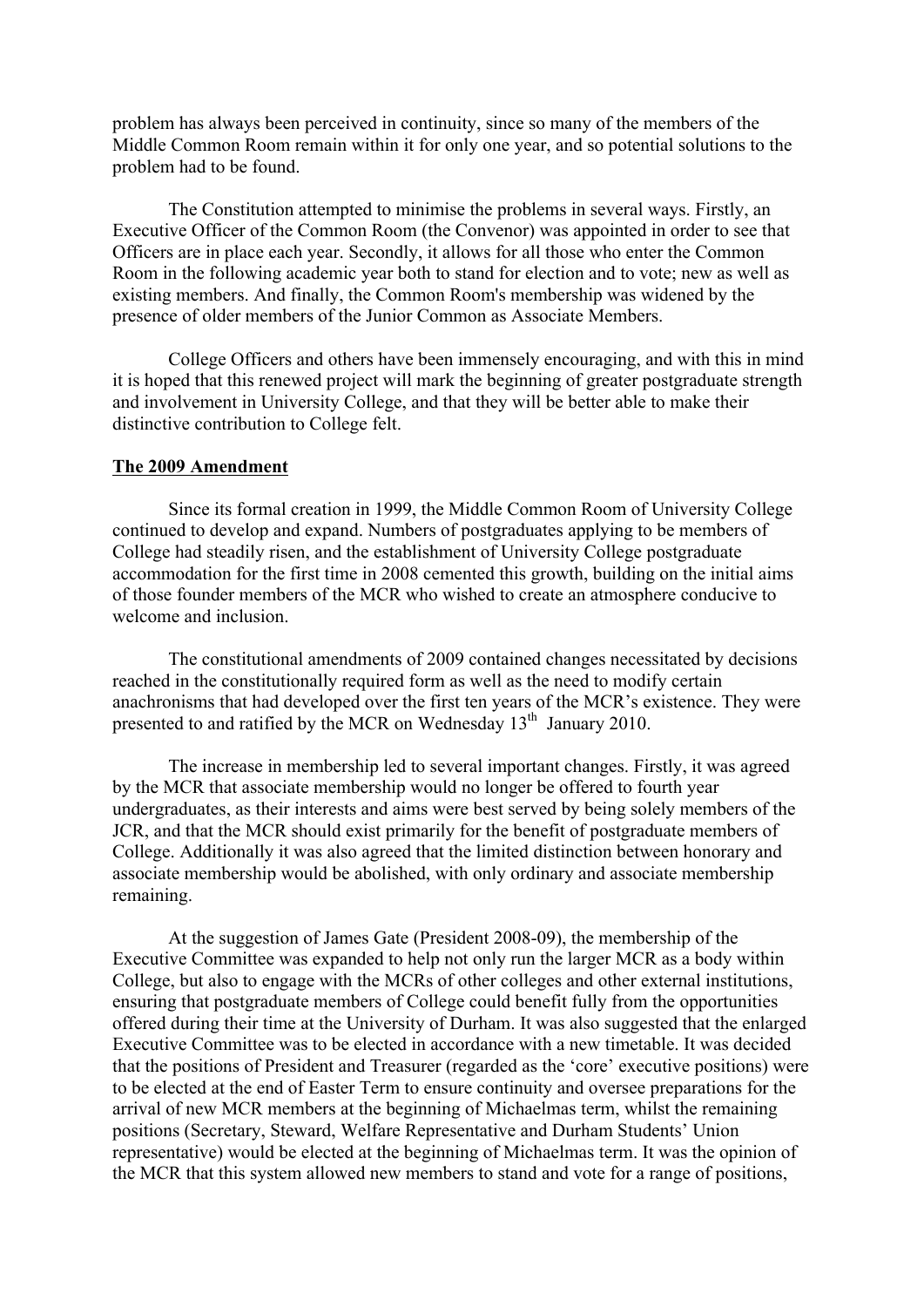problem has always been perceived in continuity, since so many of the members of the Middle Common Room remain within it for only one year, and so potential solutions to the problem had to be found.

The Constitution attempted to minimise the problems in several ways. Firstly, an Executive Officer of the Common Room (the Convenor) was appointed in order to see that Officers are in place each year. Secondly, it allows for all those who enter the Common Room in the following academic year both to stand for election and to vote; new as well as existing members. And finally, the Common Room's membership was widened by the presence of older members of the Junior Common as Associate Members.

College Officers and others have been immensely encouraging, and with this in mind it is hoped that this renewed project will mark the beginning of greater postgraduate strength and involvement in University College, and that they will be better able to make their distinctive contribution to College felt.

## The 2009 Amendment

Since its formal creation in 1999, the Middle Common Room of University College continued to develop and expand. Numbers of postgraduates applying to be members of College had steadily risen, and the establishment of University College postgraduate accommodation for the first time in 2008 cemented this growth, building on the initial aims of those founder members of the MCR who wished to create an atmosphere conducive to welcome and inclusion.

The constitutional amendments of 2009 contained changes necessitated by decisions reached in the constitutionally required form as well as the need to modify certain anachronisms that had developed over the first ten years of the MCR's existence. They were presented to and ratified by the MCR on Wednesday 13th January 2010.

The increase in membership led to several important changes. Firstly, it was agreed by the MCR that associate membership would no longer be offered to fourth year undergraduates, as their interests and aims were best served by being solely members of the JCR, and that the MCR should exist primarily for the benefit of postgraduate members of College. Additionally it was also agreed that the limited distinction between honorary and associate membership would be abolished, with only ordinary and associate membership remaining.

At the suggestion of James Gate (President 2008-09), the membership of the Executive Committee was expanded to help not only run the larger MCR as a body within College, but also to engage with the MCRs of other colleges and other external institutions, ensuring that postgraduate members of College could benefit fully from the opportunities offered during their time at the University of Durham. It was also suggested that the enlarged Executive Committee was to be elected in accordance with a new timetable. It was decided that the positions of President and Treasurer (regarded as the 'core' executive positions) were to be elected at the end of Easter Term to ensure continuity and oversee preparations for the arrival of new MCR members at the beginning of Michaelmas term, whilst the remaining positions (Secretary, Steward, Welfare Representative and Durham Students' Union representative) would be elected at the beginning of Michaelmas term. It was the opinion of the MCR that this system allowed new members to stand and vote for a range of positions,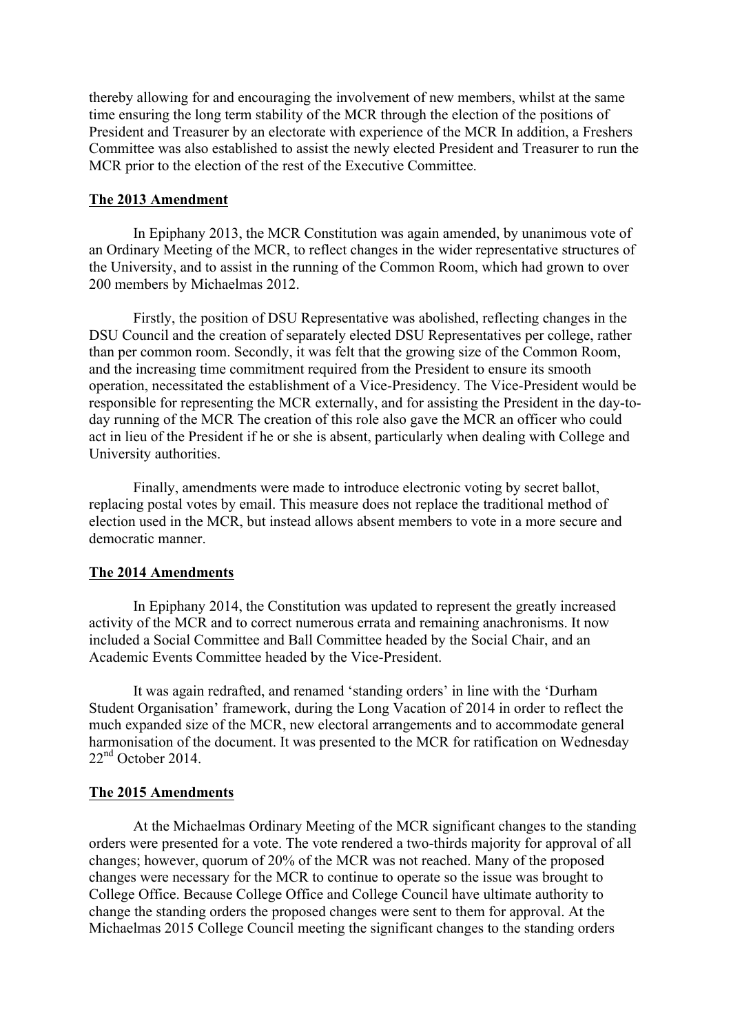thereby allowing for and encouraging the involvement of new members, whilst at the same time ensuring the long term stability of the MCR through the election of the positions of President and Treasurer by an electorate with experience of the MCR In addition, a Freshers Committee was also established to assist the newly elected President and Treasurer to run the MCR prior to the election of the rest of the Executive Committee.

**The 2013 Amendment**

In Epiphany 2013, the MCR Constitution was again amended, by unanimous vote of an Ordinary Meeting of the MCR, to reflect changes in the wider representative structures of the University, and to assist in the running of the Common Room, which had grown to over 200 members by Michaelmas 2012.

Firstly, the position of DSU Representative was abolished, reflecting changes in the DSU Council and the creation of separately elected DSU Representatives per college, rather than per common room. Secondly, it was felt that the growing size of the Common Room, and the increasing time commitment required from the President to ensure its smooth operation, necessitated the establishment of a Vice-Presidency. The Vice-President would be responsible for representing the MCR externally, and for assisting the President in the day-to-day running of the MCR The creation of this role also gave the MCR an officer who could act in lieu of the President if he or she is absent, particularly when dealing with College and University authorities.

Finally, amendments were made to introduce electronic voting by secret ballot, replacing postal votes by email. This measure does not replace the traditional method of election used in the MCR, but instead allows absent members to vote in a more secure and democratic manner.

**The 2014 Amendments**

In Epiphany 2014, the Constitution was updated to represent the greatly increased activity of the MCR and to correct numerous errata and remaining anachronisms. It now included a Social Committee and Ball Committee headed by the Social Chair, and an Academic Events Committee headed by the Vice-President.

It was again redrafted, and renamed 'standing orders' in line with the 'Durham Student Organisation' framework, during the Long Vacation of 2014 in order to reflect the much expanded size of the MCR, new electoral arrangements and to accommodate general harmonisation of the document. It was presented to the MCR for ratification on Wednesday 22nd October 2014.

**The 2015 Amendments**

At the Michaelmas Ordinary Meeting of the MCR significant changes to the standing orders were presented for a vote. The vote rendered a two-thirds majority for approval of all changes; however, quorum of 20% of the MCR was not reached. Many of the proposed changes were necessary for the MCR to continue to operate so the issue was brought to College Office. Because College Office and College Council have ultimate authority to change the standing orders the proposed changes were sent to them for approval. At the Michaelmas 2015 College Council meeting the significant changes to the standing orders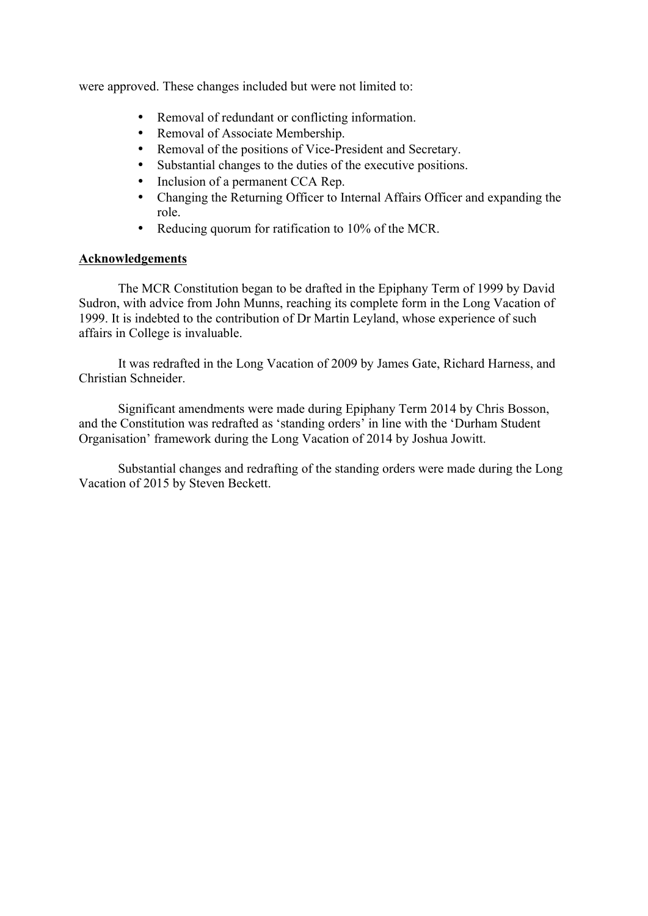were approved. These changes included but were not limited to:

- Removal of redundant or conflicting information.
- Removal of Associate Membership.
- Removal of the positions of Vice-President and Secretary.
- Substantial changes to the duties of the executive positions.
- Inclusion of a permanent CCA Rep.
- Changing the Returning Officer to Internal Affairs Officer and expanding the role.
- Reducing quorum for ratification to 10% of the MCR.

**Acknowledgements**

The MCR Constitution began to be drafted in the Epiphany Term of 1999 by David Sudron, with advice from John Munns, reaching its complete form in the Long Vacation of 1999. It is indebted to the contribution of Dr Martin Leyland, whose experience of such affairs in College is invaluable.

It was redrafted in the Long Vacation of 2009 by James Gate, Richard Harness, and Christian Schneider.

Significant amendments were made during Epiphany Term 2014 by Chris Bosson, and the Constitution was redrafted as 'standing orders' in line with the 'Durham Student Organisation' framework during the Long Vacation of 2014 by Joshua Jowitt.

Substantial changes and redrafting of the standing orders were made during the Long Vacation of 2015 by Steven Beckett.